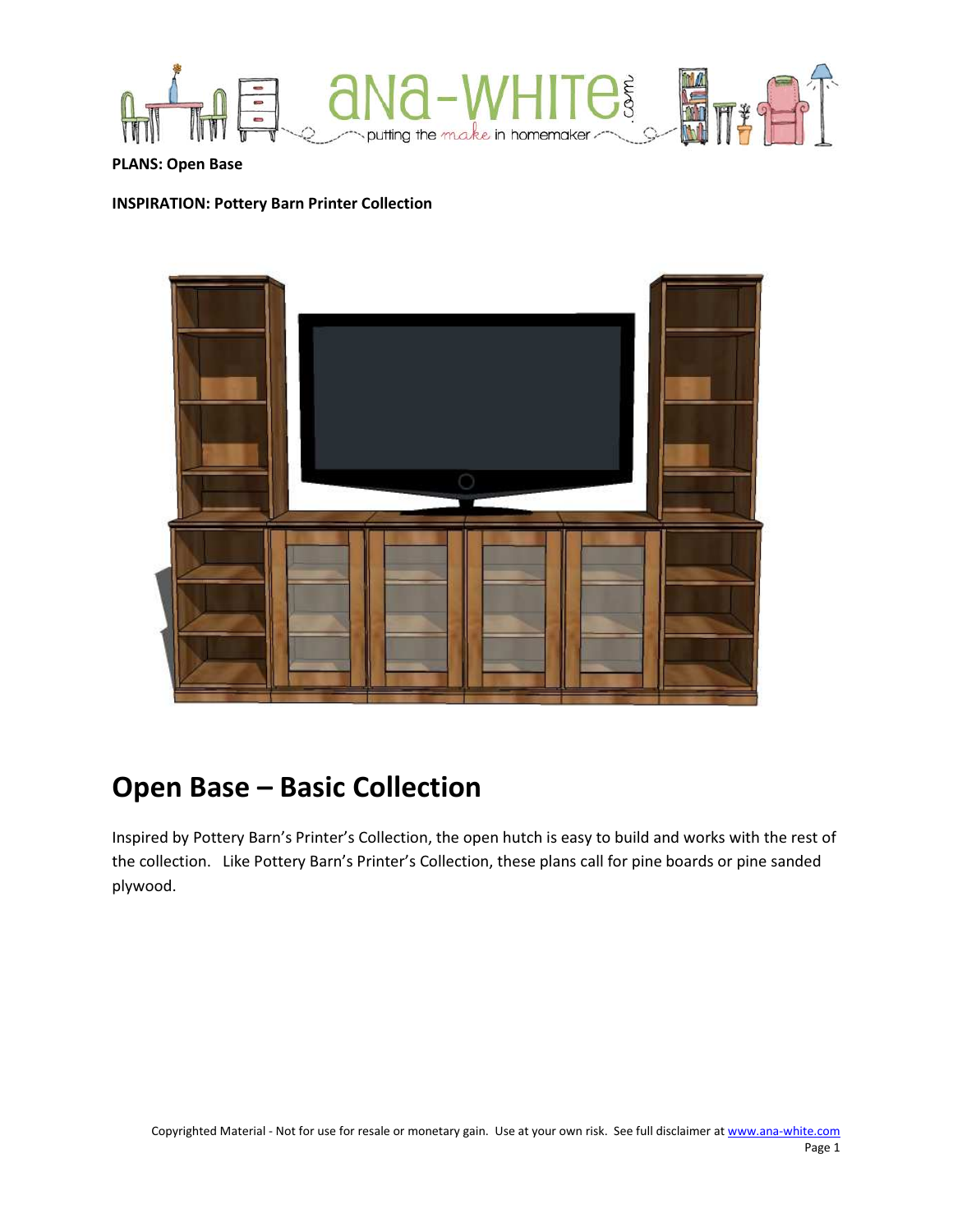**PLANS: Open Base**

**INSPIRATION: Pottery Barn Printer Collection**

# Open Base – Basic Collection

Inspired by Pottery Barn's Printer's Collection, the open hutch is easy to build and works with the rest of the collection. Like Pottery Barn's Printer's Collection, these plans call for pine boards or pine sanded plywood.

Copyrighted Material - Not for use for resale or monetary gain. Use at your own risk. See full disclaimer at www.ana-white.com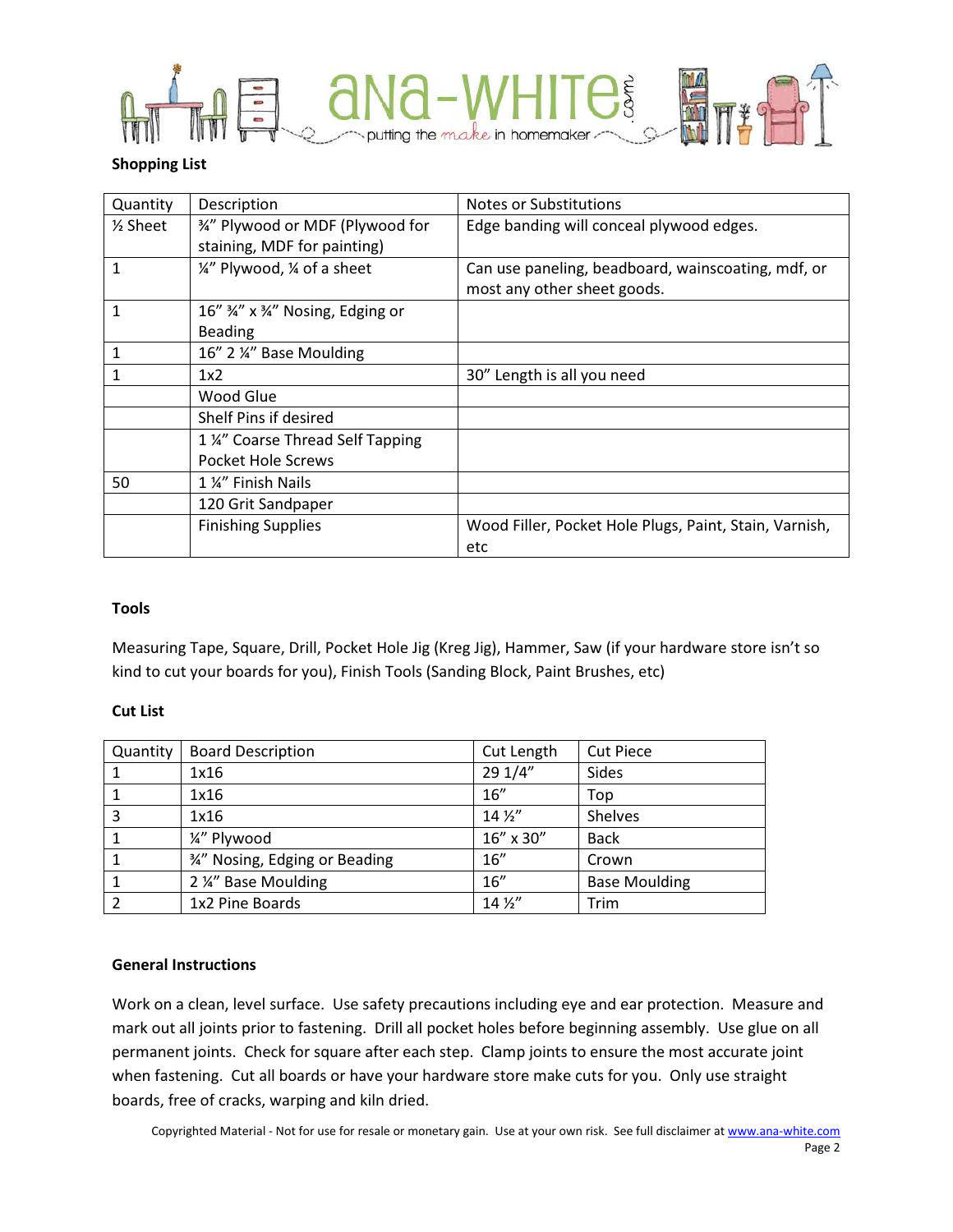**Shopping List**

| Quantity | Description | Notes or Substitutions |
|---|---|---|
| ½ Sheet | ¾" Plywood or MDF (Plywood for staining, MDF for painting) | Edge banding will conceal plywood edges. |
| 1 | ¼" Plywood, ¼ of a sheet | Can use paneling, beadboard, wainscoating, mdf, or most any other sheet goods. |
| 1 | 16" ¾" x ¾" Nosing, Edging or Beading | |
| 1 | 16" 2 ¼" Base Moulding | |
| 1 | 1x2 | 30" Length is all you need |
| | Wood Glue | |
| | Shelf Pins if desired | |
| | 1 ¼" Coarse Thread Self Tapping Pocket Hole Screws | |
| 50 | 1 ¼" Finish Nails | |
| | 120 Grit Sandpaper | |
| | Finishing Supplies | Wood Filler, Pocket Hole Plugs, Paint, Stain, Varnish, etc |

**Tools**

Measuring Tape, Square, Drill, Pocket Hole Jig (Kreg Jig), Hammer, Saw (if your hardware store isn't so kind to cut your boards for you), Finish Tools (Sanding Block, Paint Brushes, etc)

**Cut List**

| Quantity | Board Description | Cut Length | Cut Piece |
|---|---|---|---|
| 1 | 1x16 | 29 1/4" | Sides |
| 1 | 1x16 | 16" | Top |
| 3 | 1x16 | 14 ½" | Shelves |
| 1 | ¼" Plywood | 16" x 30" | Back |
| 1 | ¾" Nosing, Edging or Beading | 16" | Crown |
| 1 | 2 ¼" Base Moulding | 16" | Base Moulding |
| 2 | 1x2 Pine Boards | 14 ½" | Trim |

**General Instructions**

Work on a clean, level surface. Use safety precautions including eye and ear protection. Measure and mark out all joints prior to fastening. Drill all pocket holes before beginning assembly. Use glue on all permanent joints. Check for square after each step. Clamp joints to ensure the most accurate joint when fastening. Cut all boards or have your hardware store make cuts for you. Only use straight boards, free of cracks, warping and kiln dried.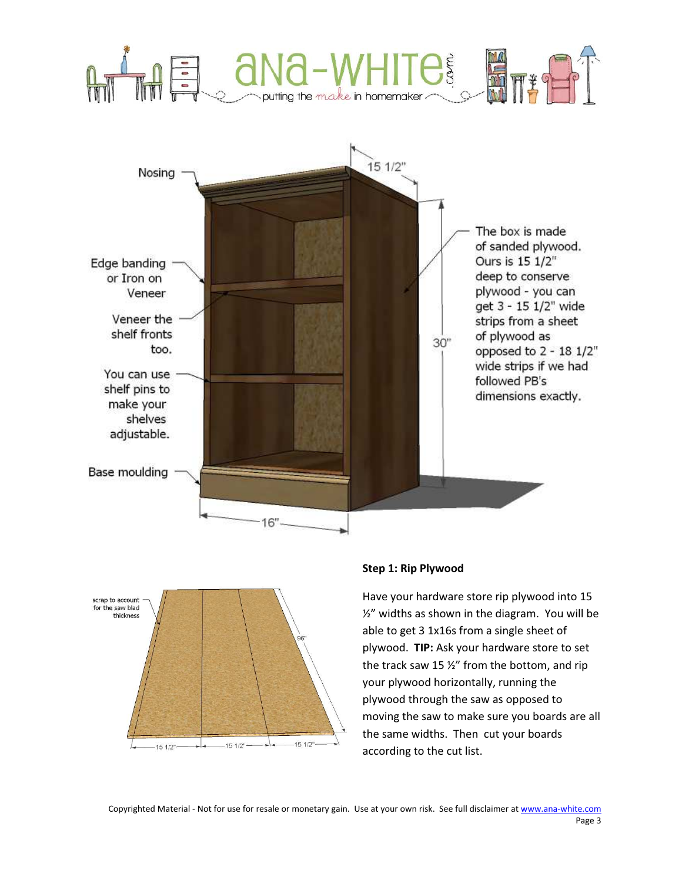Nosing

Edge banding or Iron on Veneer

Veneer the shelf fronts too.

You can use shelf pins to make your shelves adjustable.

Base moulding

15 1/2"

30"

16"

The box is made of sanded plywood. Ours is 15 1/2" deep to conserve plywood - you can get 3 - 15 1/2" wide strips from a sheet of plywood as opposed to 2 - 18 1/2" wide strips if we had followed PB's dimensions exactly.

scrap to account for the saw blad thickness

96"

15 1/2" 15 1/2" 15 1/2"

**Step 1: Rip Plywood**

Have your hardware store rip plywood into 15 ½" widths as shown in the diagram. You will be able to get 3 1x16s from a single sheet of plywood. **TIP:** Ask your hardware store to set the track saw 15 ½" from the bottom, and rip your plywood horizontally, running the plywood through the saw as opposed to moving the saw to make sure you boards are all the same widths. Then cut your boards according to the cut list.

Copyrighted Material - Not for use for resale or monetary gain. Use at your own risk. See full disclaimer at www.ana-white.com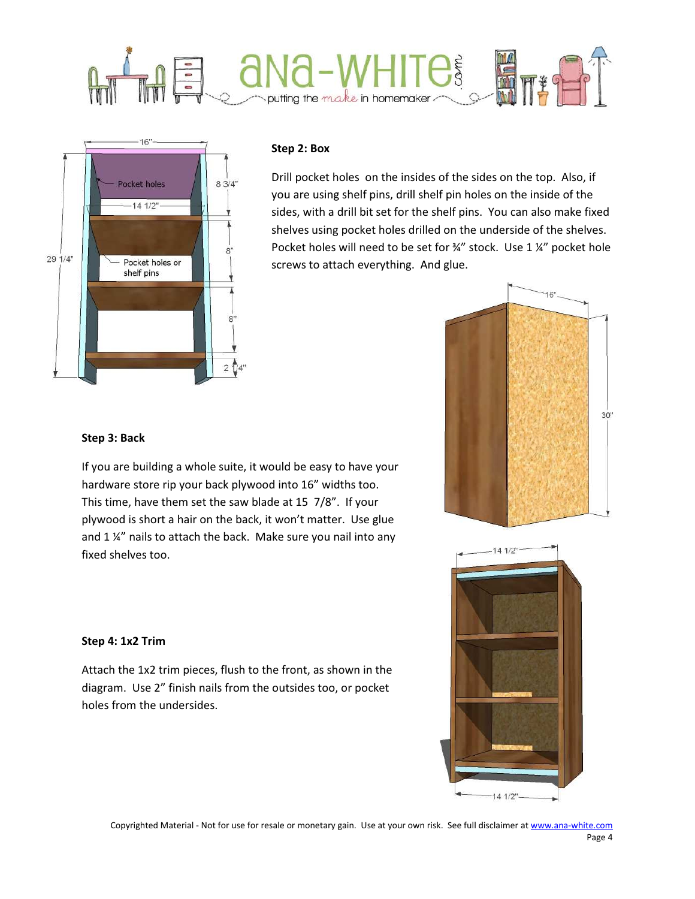### Step 2: Box

Drill pocket holes on the insides of the sides on the top. Also, if you are using shelf pins, drill shelf pin holes on the inside of the sides, with a drill bit set for the shelf pins. You can also make fixed shelves using pocket holes drilled on the underside of the shelves. Pocket holes will need to be set for ¾" stock. Use 1 ¼" pocket hole screws to attach everything. And glue.

### Step 3: Back

If you are building a whole suite, it would be easy to have your hardware store rip your back plywood into 16" widths too. This time, have them set the saw blade at 15 7/8". If your plywood is short a hair on the back, it won't matter. Use glue and 1 ¼" nails to attach the back. Make sure you nail into any fixed shelves too.

### Step 4: 1x2 Trim

Attach the 1x2 trim pieces, flush to the front, as shown in the diagram. Use 2" finish nails from the outsides too, or pocket holes from the undersides.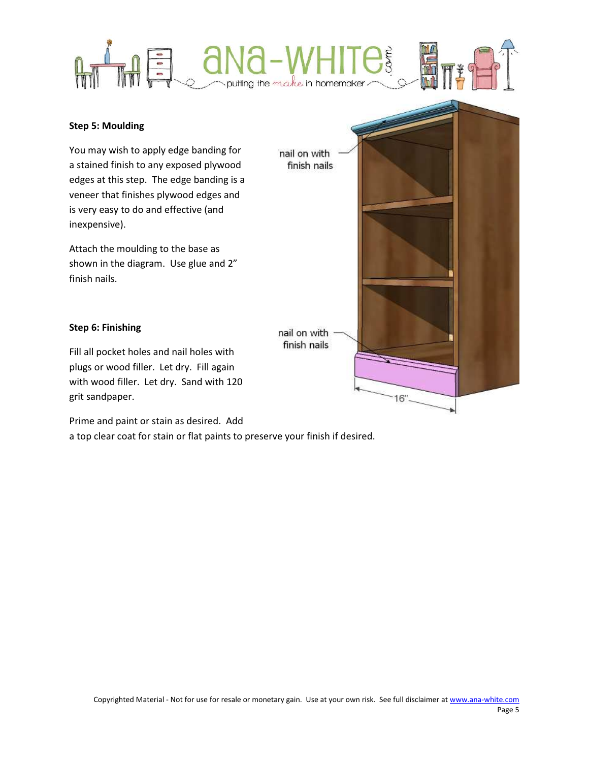### Step 5: Moulding

You may wish to apply edge banding for a stained finish to any exposed plywood edges at this step. The edge banding is a veneer that finishes plywood edges and is very easy to do and effective (and inexpensive).

Attach the moulding to the base as shown in the diagram. Use glue and 2" finish nails.

nail on with finish nails

nail on with finish nails

16"

### Step 6: Finishing

Fill all pocket holes and nail holes with plugs or wood filler. Let dry. Fill again with wood filler. Let dry. Sand with 120 grit sandpaper.

Prime and paint or stain as desired. Add a top clear coat for stain or flat paints to preserve your finish if desired.